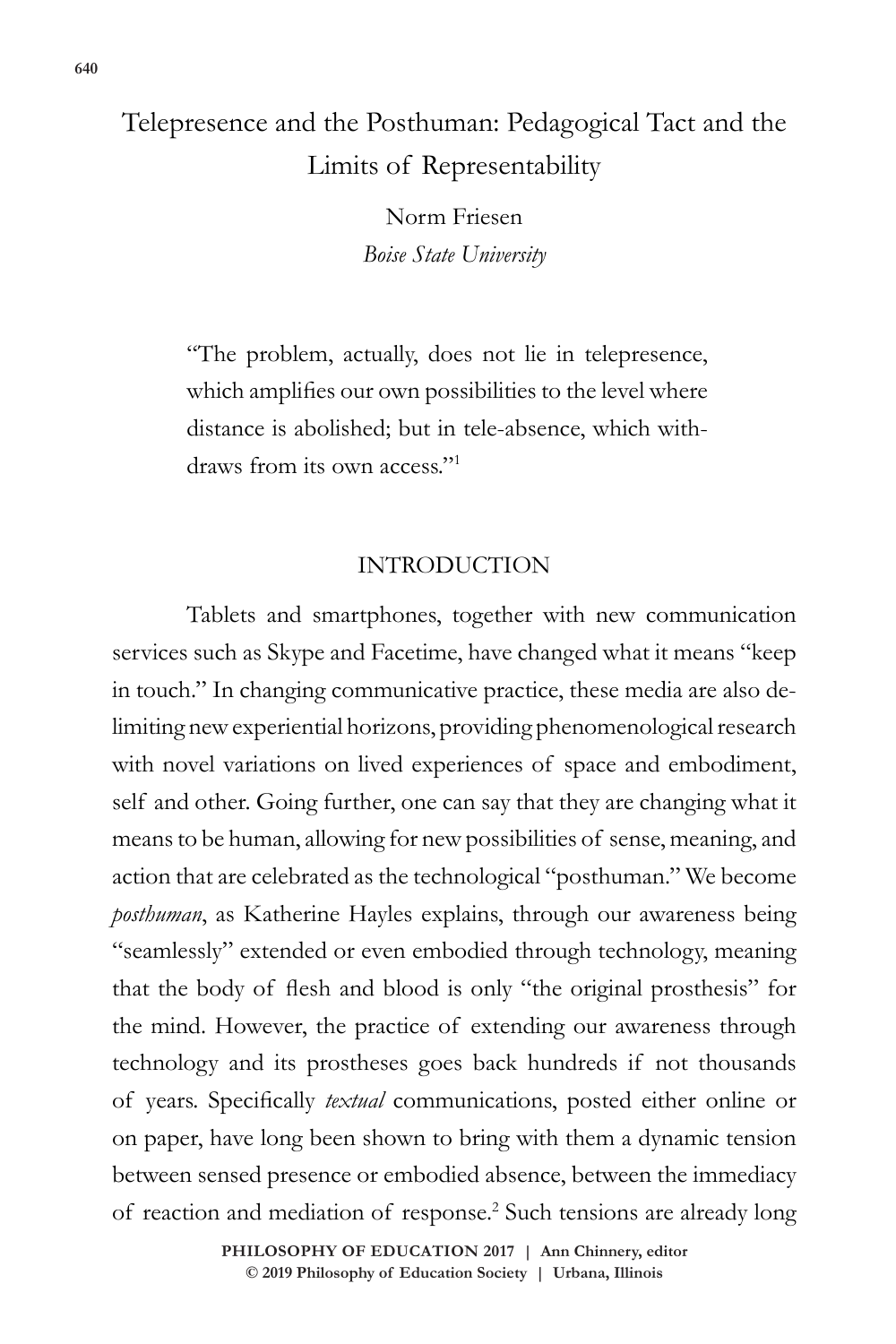# Telepresence and the Posthuman: Pedagogical Tact and the Limits of Representability

Norm Friesen
*Boise State University*

> "The problem, actually, does not lie in telepresence, which amplifies our own possibilities to the level where distance is abolished; but in tele-absence, which withdraws from its own access."[1]

## INTRODUCTION

Tablets and smartphones, together with new communication services such as Skype and Facetime, have changed what it means "keep in touch." In changing communicative practice, these media are also delimiting new experiential horizons, providing phenomenological research with novel variations on lived experiences of space and embodiment, self and other. Going further, one can say that they are changing what it means to be human, allowing for new possibilities of sense, meaning, and action that are celebrated as the technological "posthuman." We become *posthuman*, as Katherine Hayles explains, through our awareness being "seamlessly" extended or even embodied through technology, meaning that the body of flesh and blood is only "the original prosthesis" for the mind. However, the practice of extending our awareness through technology and its prostheses goes back hundreds if not thousands of years. Specifically *textual* communications, posted either online or on paper, have long been shown to bring with them a dynamic tension between sensed presence or embodied absence, between the immediacy of reaction and mediation of response.[2] Such tensions are already long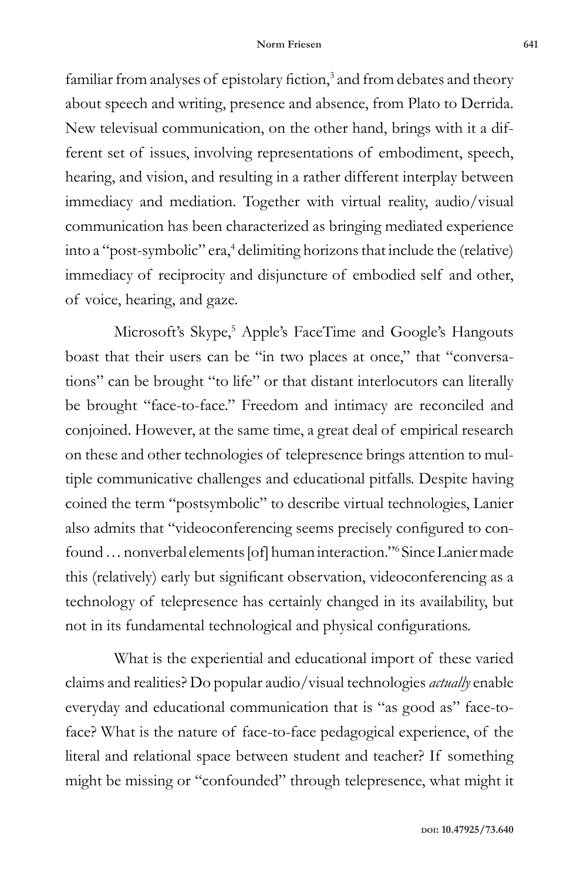familiar from analyses of epistolary fiction,[3] and from debates and theory about speech and writing, presence and absence, from Plato to Derrida. New televisual communication, on the other hand, brings with it a different set of issues, involving representations of embodiment, speech, hearing, and vision, and resulting in a rather different interplay between immediacy and mediation. Together with virtual reality, audio/visual communication has been characterized as bringing mediated experience into a "post-symbolic" era,[4] delimiting horizons that include the (relative) immediacy of reciprocity and disjuncture of embodied self and other, of voice, hearing, and gaze.

Microsoft's Skype,[5] Apple's FaceTime and Google's Hangouts boast that their users can be "in two places at once," that "conversations" can be brought "to life" or that distant interlocutors can literally be brought "face-to-face." Freedom and intimacy are reconciled and conjoined. However, at the same time, a great deal of empirical research on these and other technologies of telepresence brings attention to multiple communicative challenges and educational pitfalls. Despite having coined the term "postsymbolic" to describe virtual technologies, Lanier also admits that "videoconferencing seems precisely configured to confound … nonverbal elements [of] human interaction."[6] Since Lanier made this (relatively) early but significant observation, videoconferencing as a technology of telepresence has certainly changed in its availability, but not in its fundamental technological and physical configurations.

What is the experiential and educational import of these varied claims and realities? Do popular audio/visual technologies *actually* enable everyday and educational communication that is "as good as" face-to-face? What is the nature of face-to-face pedagogical experience, of the literal and relational space between student and teacher? If something might be missing or "confounded" through telepresence, what might it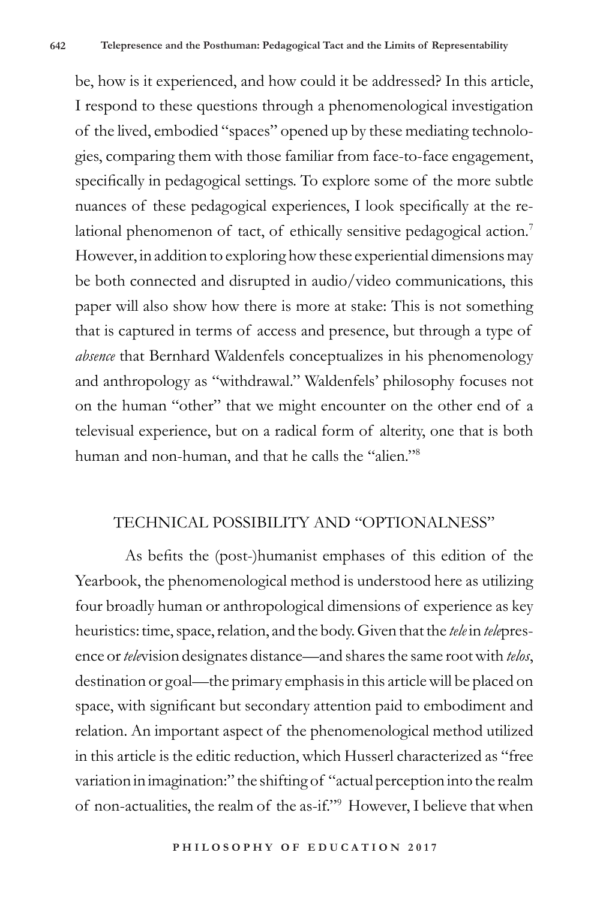be, how is it experienced, and how could it be addressed? In this article, I respond to these questions through a phenomenological investigation of the lived, embodied "spaces" opened up by these mediating technologies, comparing them with those familiar from face-to-face engagement, specifically in pedagogical settings. To explore some of the more subtle nuances of these pedagogical experiences, I look specifically at the relational phenomenon of tact, of ethically sensitive pedagogical action.[7] However, in addition to exploring how these experiential dimensions may be both connected and disrupted in audio/video communications, this paper will also show how there is more at stake: This is not something that is captured in terms of access and presence, but through a type of *absence* that Bernhard Waldenfels conceptualizes in his phenomenology and anthropology as "withdrawal." Waldenfels' philosophy focuses not on the human "other" that we might encounter on the other end of a televisual experience, but on a radical form of alterity, one that is both human and non-human, and that he calls the "alien."[8]

## TECHNICAL POSSIBILITY AND "OPTIONALNESS"

As befits the (post-)humanist emphases of this edition of the Yearbook, the phenomenological method is understood here as utilizing four broadly human or anthropological dimensions of experience as key heuristics: time, space, relation, and the body. Given that the *tele* in *tele*presence or *tele*vision designates distance—and shares the same root with *telos*, destination or goal—the primary emphasis in this article will be placed on space, with significant but secondary attention paid to embodiment and relation. An important aspect of the phenomenological method utilized in this article is the editic reduction, which Husserl characterized as "free variation in imagination:" the shifting of "actual perception into the realm of non-actualities, the realm of the as-if."[9] However, I believe that when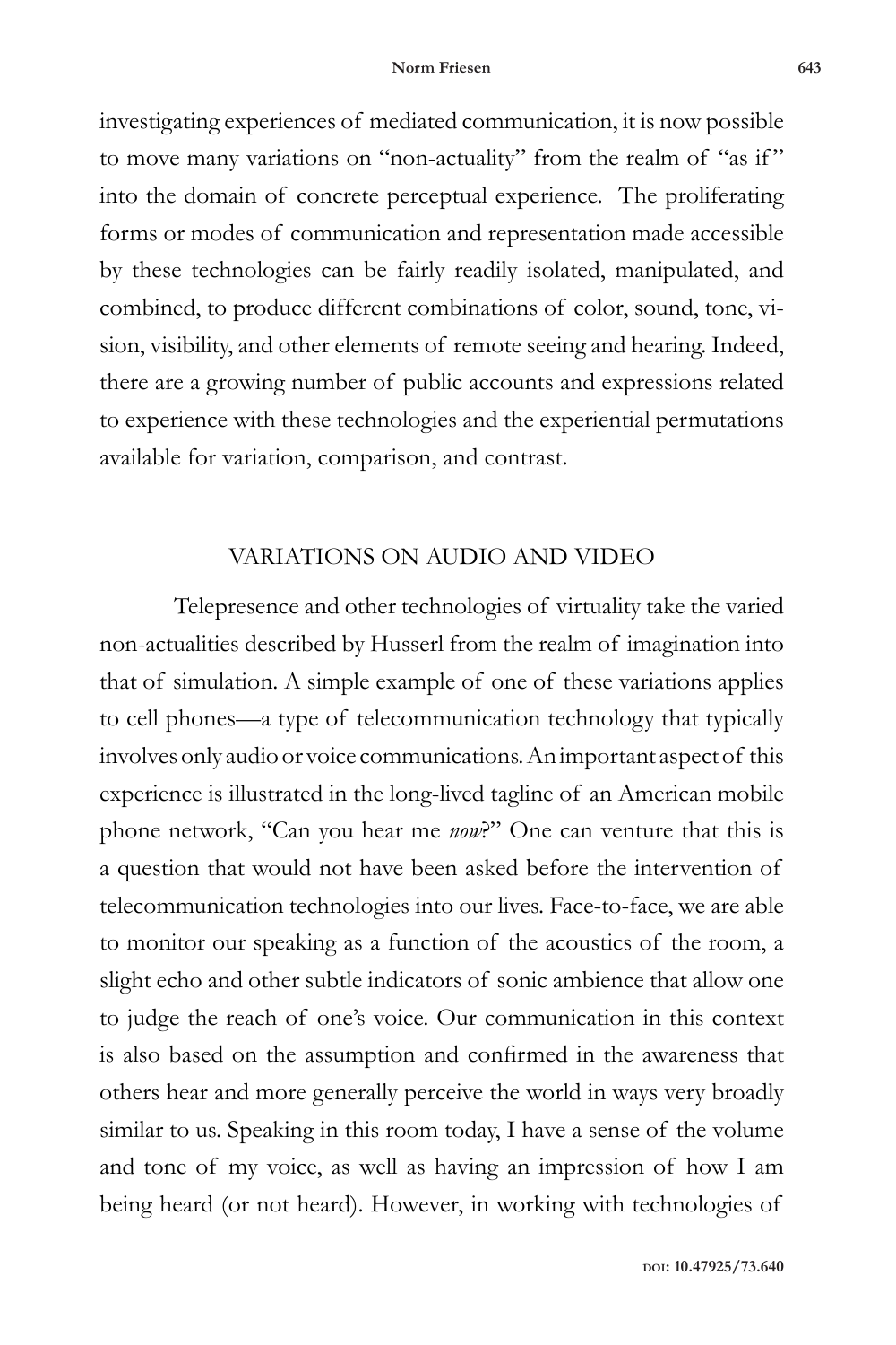investigating experiences of mediated communication, it is now possible to move many variations on "non-actuality" from the realm of "as if" into the domain of concrete perceptual experience. The proliferating forms or modes of communication and representation made accessible by these technologies can be fairly readily isolated, manipulated, and combined, to produce different combinations of color, sound, tone, vision, visibility, and other elements of remote seeing and hearing. Indeed, there are a growing number of public accounts and expressions related to experience with these technologies and the experiential permutations available for variation, comparison, and contrast.

## VARIATIONS ON AUDIO AND VIDEO

Telepresence and other technologies of virtuality take the varied non-actualities described by Husserl from the realm of imagination into that of simulation. A simple example of one of these variations applies to cell phones—a type of telecommunication technology that typically involves only audio or voice communications. An important aspect of this experience is illustrated in the long-lived tagline of an American mobile phone network, "Can you hear me *now*?" One can venture that this is a question that would not have been asked before the intervention of telecommunication technologies into our lives. Face-to-face, we are able to monitor our speaking as a function of the acoustics of the room, a slight echo and other subtle indicators of sonic ambience that allow one to judge the reach of one's voice. Our communication in this context is also based on the assumption and confirmed in the awareness that others hear and more generally perceive the world in ways very broadly similar to us. Speaking in this room today, I have a sense of the volume and tone of my voice, as well as having an impression of how I am being heard (or not heard). However, in working with technologies of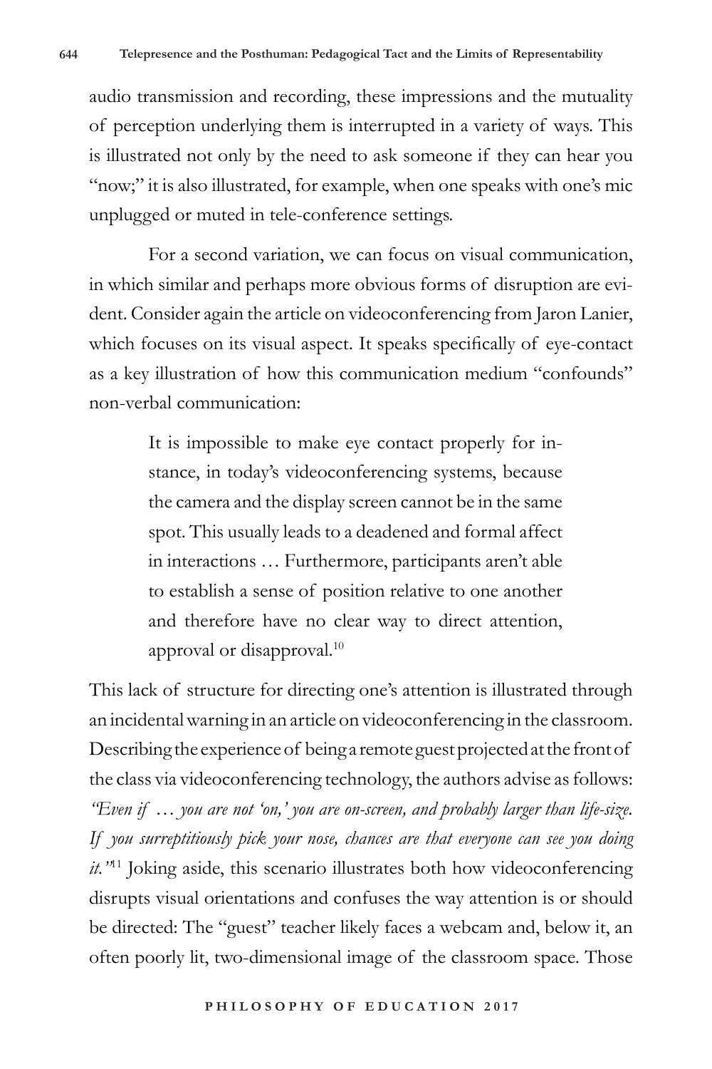audio transmission and recording, these impressions and the mutuality of perception underlying them is interrupted in a variety of ways. This is illustrated not only by the need to ask someone if they can hear you "now;" it is also illustrated, for example, when one speaks with one's mic unplugged or muted in tele-conference settings.

For a second variation, we can focus on visual communication, in which similar and perhaps more obvious forms of disruption are evident. Consider again the article on videoconferencing from Jaron Lanier, which focuses on its visual aspect. It speaks specifically of eye-contact as a key illustration of how this communication medium "confounds" non-verbal communication:

> It is impossible to make eye contact properly for instance, in today's videoconferencing systems, because the camera and the display screen cannot be in the same spot. This usually leads to a deadened and formal affect in interactions … Furthermore, participants aren't able to establish a sense of position relative to one another and therefore have no clear way to direct attention, approval or disapproval.[10]

This lack of structure for directing one's attention is illustrated through an incidental warning in an article on videoconferencing in the classroom. Describing the experience of being a remote guest projected at the front of the class via videoconferencing technology, the authors advise as follows: *"Even if … you are not 'on,' you are on-screen, and probably larger than life-size. If you surreptitiously pick your nose, chances are that everyone can see you doing it."*[11] Joking aside, this scenario illustrates both how videoconferencing disrupts visual orientations and confuses the way attention is or should be directed: The "guest" teacher likely faces a webcam and, below it, an often poorly lit, two-dimensional image of the classroom space. Those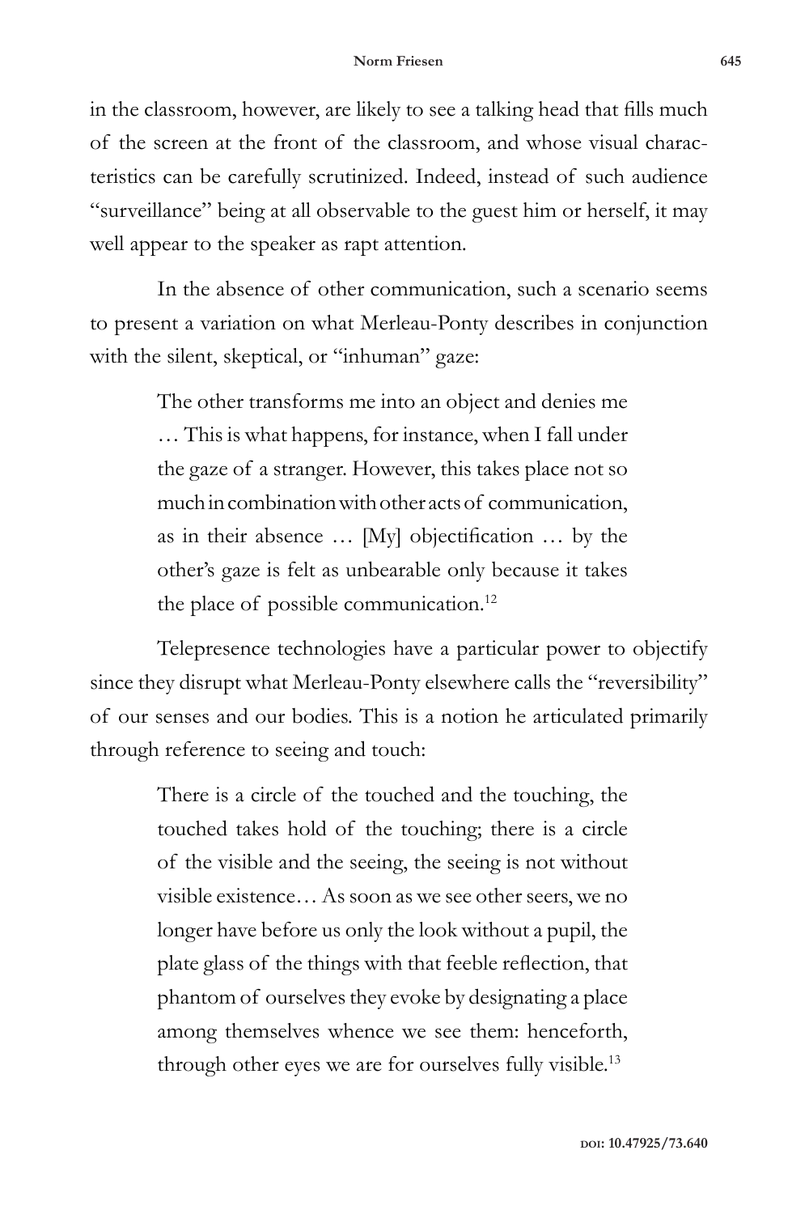in the classroom, however, are likely to see a talking head that fills much of the screen at the front of the classroom, and whose visual characteristics can be carefully scrutinized. Indeed, instead of such audience "surveillance" being at all observable to the guest him or herself, it may well appear to the speaker as rapt attention.

In the absence of other communication, such a scenario seems to present a variation on what Merleau-Ponty describes in conjunction with the silent, skeptical, or "inhuman" gaze:

> The other transforms me into an object and denies me … This is what happens, for instance, when I fall under the gaze of a stranger. However, this takes place not so much in combination with other acts of communication, as in their absence … [My] objectification … by the other's gaze is felt as unbearable only because it takes the place of possible communication.[12]

Telepresence technologies have a particular power to objectify since they disrupt what Merleau-Ponty elsewhere calls the "reversibility" of our senses and our bodies. This is a notion he articulated primarily through reference to seeing and touch:

> There is a circle of the touched and the touching, the touched takes hold of the touching; there is a circle of the visible and the seeing, the seeing is not without visible existence… As soon as we see other seers, we no longer have before us only the look without a pupil, the plate glass of the things with that feeble reflection, that phantom of ourselves they evoke by designating a place among themselves whence we see them: henceforth, through other eyes we are for ourselves fully visible.[13]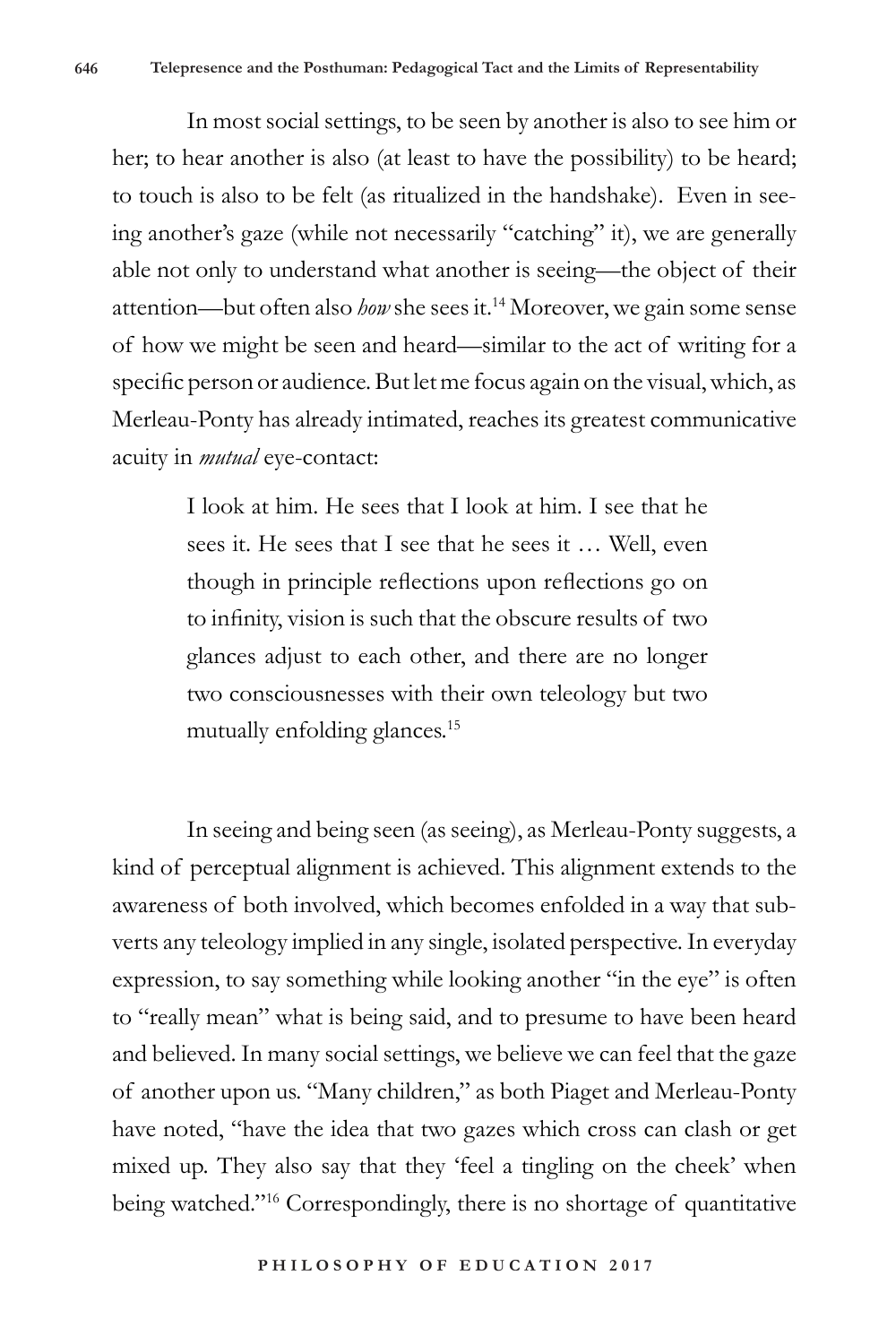In most social settings, to be seen by another is also to see him or her; to hear another is also (at least to have the possibility) to be heard; to touch is also to be felt (as ritualized in the handshake). Even in seeing another's gaze (while not necessarily "catching" it), we are generally able not only to understand what another is seeing—the object of their attention—but often also *how* she sees it.[14] Moreover, we gain some sense of how we might be seen and heard—similar to the act of writing for a specific person or audience. But let me focus again on the visual, which, as Merleau-Ponty has already intimated, reaches its greatest communicative acuity in *mutual* eye-contact:

> I look at him. He sees that I look at him. I see that he sees it. He sees that I see that he sees it … Well, even though in principle reflections upon reflections go on to infinity, vision is such that the obscure results of two glances adjust to each other, and there are no longer two consciousnesses with their own teleology but two mutually enfolding glances.[15]

In seeing and being seen (as seeing), as Merleau-Ponty suggests, a kind of perceptual alignment is achieved. This alignment extends to the awareness of both involved, which becomes enfolded in a way that subverts any teleology implied in any single, isolated perspective. In everyday expression, to say something while looking another "in the eye" is often to "really mean" what is being said, and to presume to have been heard and believed. In many social settings, we believe we can feel that the gaze of another upon us. "Many children," as both Piaget and Merleau-Ponty have noted, "have the idea that two gazes which cross can clash or get mixed up. They also say that they 'feel a tingling on the cheek' when being watched."[16] Correspondingly, there is no shortage of quantitative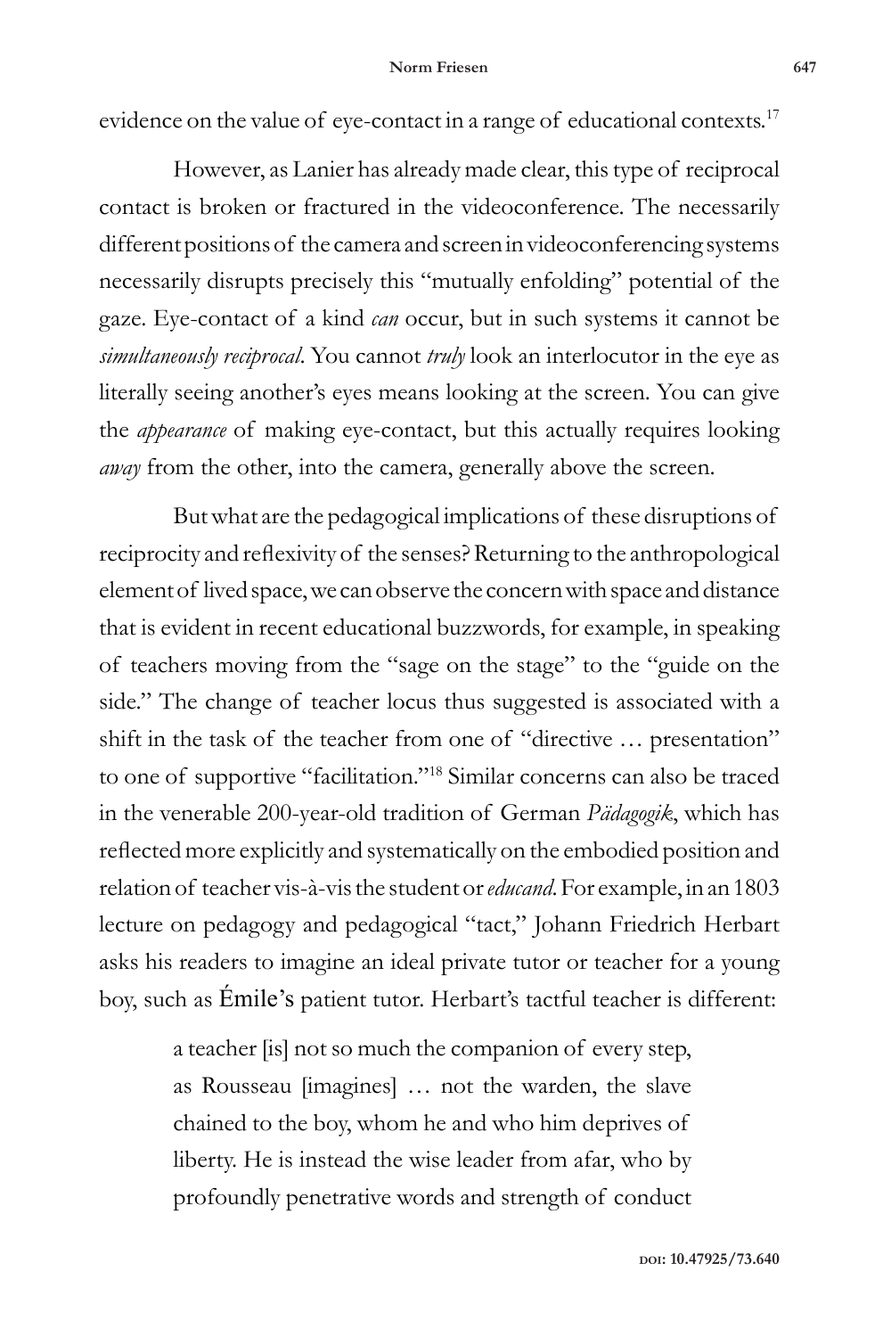evidence on the value of eye-contact in a range of educational contexts.[17]

However, as Lanier has already made clear, this type of reciprocal contact is broken or fractured in the videoconference. The necessarily different positions of the camera and screen in videoconferencing systems necessarily disrupts precisely this "mutually enfolding" potential of the gaze. Eye-contact of a kind *can* occur, but in such systems it cannot be *simultaneously reciprocal*. You cannot *truly* look an interlocutor in the eye as literally seeing another's eyes means looking at the screen. You can give the *appearance* of making eye-contact, but this actually requires looking *away* from the other, into the camera, generally above the screen.

But what are the pedagogical implications of these disruptions of reciprocity and reflexivity of the senses? Returning to the anthropological element of lived space, we can observe the concern with space and distance that is evident in recent educational buzzwords, for example, in speaking of teachers moving from the "sage on the stage" to the "guide on the side." The change of teacher locus thus suggested is associated with a shift in the task of the teacher from one of "directive … presentation" to one of supportive "facilitation."[18] Similar concerns can also be traced in the venerable 200-year-old tradition of German *Pädagogik*, which has reflected more explicitly and systematically on the embodied position and relation of teacher vis-à-vis the student or *educand*. For example, in an 1803 lecture on pedagogy and pedagogical "tact," Johann Friedrich Herbart asks his readers to imagine an ideal private tutor or teacher for a young boy, such as Émile's patient tutor. Herbart's tactful teacher is different:

> a teacher [is] not so much the companion of every step, as Rousseau [imagines] … not the warden, the slave chained to the boy, whom he and who him deprives of liberty. He is instead the wise leader from afar, who by profoundly penetrative words and strength of conduct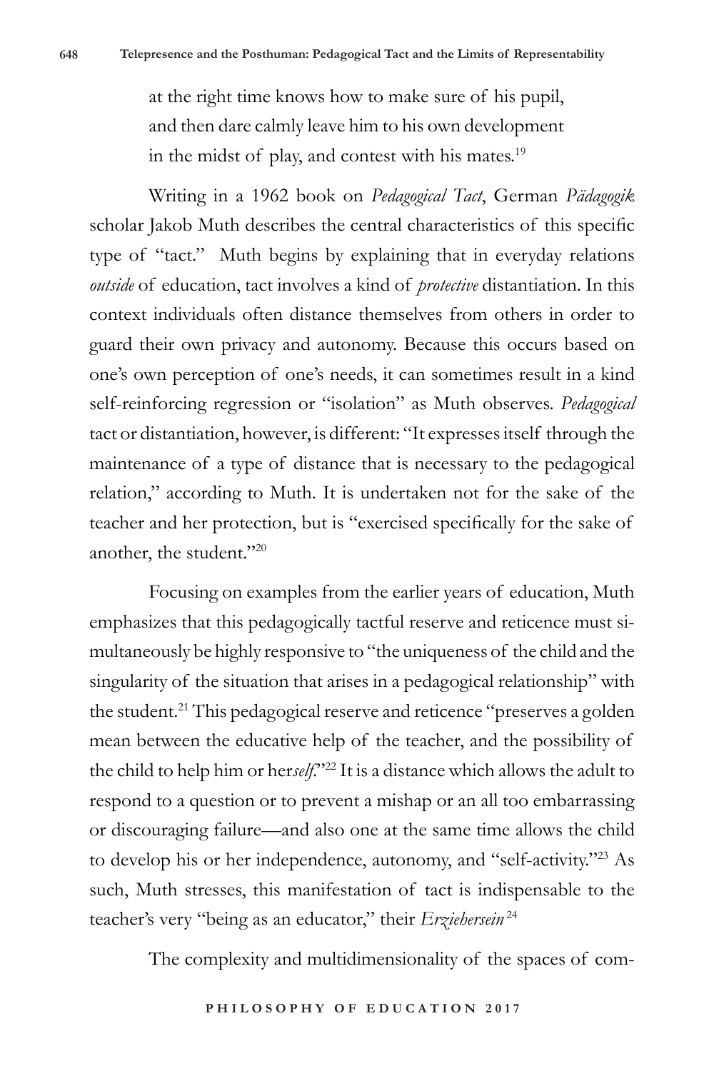at the right time knows how to make sure of his pupil,  
and then dare calmly leave him to his own development  
in the midst of play, and contest with his mates.[19]

Writing in a 1962 book on *Pedagogical Tact*, German *Pädagogik* scholar Jakob Muth describes the central characteristics of this specific type of "tact." Muth begins by explaining that in everyday relations *outside* of education, tact involves a kind of *protective* distantiation. In this context individuals often distance themselves from others in order to guard their own privacy and autonomy. Because this occurs based on one's own perception of one's needs, it can sometimes result in a kind self-reinforcing regression or "isolation" as Muth observes. *Pedagogical* tact or distantiation, however, is different: "It expresses itself through the maintenance of a type of distance that is necessary to the pedagogical relation," according to Muth. It is undertaken not for the sake of the teacher and her protection, but is "exercised specifically for the sake of another, the student."[20]

Focusing on examples from the earlier years of education, Muth emphasizes that this pedagogically tactful reserve and reticence must simultaneously be highly responsive to "the uniqueness of the child and the singularity of the situation that arises in a pedagogical relationship" with the student.[21] This pedagogical reserve and reticence "preserves a golden mean between the educative help of the teacher, and the possibility of the child to help him or her*self*."[22] It is a distance which allows the adult to respond to a question or to prevent a mishap or an all too embarrassing or discouraging failure—and also one at the same time allows the child to develop his or her independence, autonomy, and "self-activity."[23] As such, Muth stresses, this manifestation of tact is indispensable to the teacher's very "being as an educator," their *Erziehersein*[24]

The complexity and multidimensionality of the spaces of com-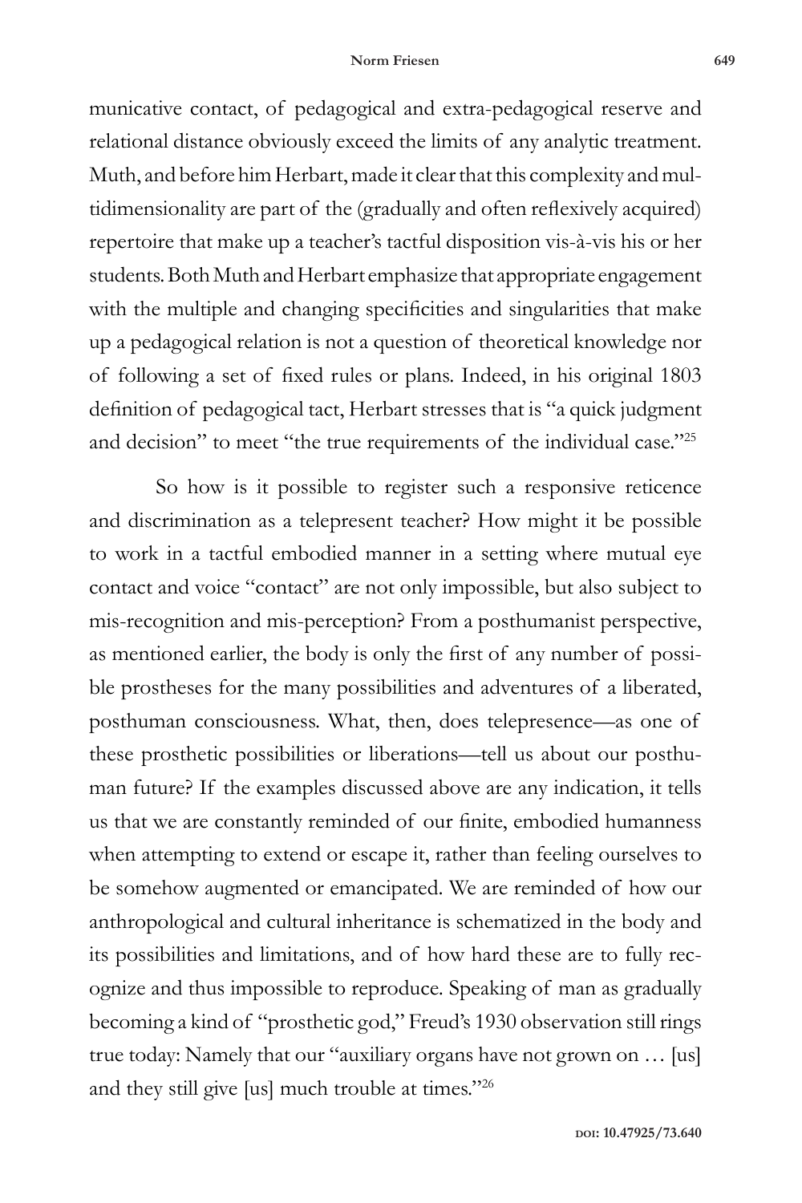municative contact, of pedagogical and extra-pedagogical reserve and relational distance obviously exceed the limits of any analytic treatment. Muth, and before him Herbart, made it clear that this complexity and multidimensionality are part of the (gradually and often reflexively acquired) repertoire that make up a teacher's tactful disposition vis-à-vis his or her students. Both Muth and Herbart emphasize that appropriate engagement with the multiple and changing specificities and singularities that make up a pedagogical relation is not a question of theoretical knowledge nor of following a set of fixed rules or plans. Indeed, in his original 1803 definition of pedagogical tact, Herbart stresses that is "a quick judgment and decision" to meet "the true requirements of the individual case."[25]

So how is it possible to register such a responsive reticence and discrimination as a telepresent teacher? How might it be possible to work in a tactful embodied manner in a setting where mutual eye contact and voice "contact" are not only impossible, but also subject to mis-recognition and mis-perception? From a posthumanist perspective, as mentioned earlier, the body is only the first of any number of possible prostheses for the many possibilities and adventures of a liberated, posthuman consciousness. What, then, does telepresence—as one of these prosthetic possibilities or liberations—tell us about our posthuman future? If the examples discussed above are any indication, it tells us that we are constantly reminded of our finite, embodied humanness when attempting to extend or escape it, rather than feeling ourselves to be somehow augmented or emancipated. We are reminded of how our anthropological and cultural inheritance is schematized in the body and its possibilities and limitations, and of how hard these are to fully recognize and thus impossible to reproduce. Speaking of man as gradually becoming a kind of "prosthetic god," Freud's 1930 observation still rings true today: Namely that our "auxiliary organs have not grown on … [us] and they still give [us] much trouble at times."[26]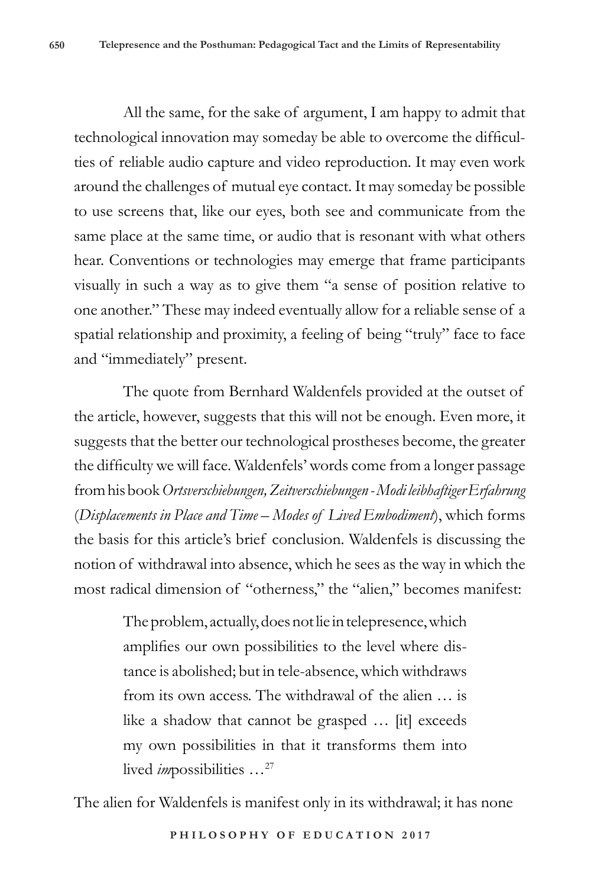All the same, for the sake of argument, I am happy to admit that technological innovation may someday be able to overcome the difficulties of reliable audio capture and video reproduction. It may even work around the challenges of mutual eye contact. It may someday be possible to use screens that, like our eyes, both see and communicate from the same place at the same time, or audio that is resonant with what others hear. Conventions or technologies may emerge that frame participants visually in such a way as to give them "a sense of position relative to one another." These may indeed eventually allow for a reliable sense of a spatial relationship and proximity, a feeling of being "truly" face to face and "immediately" present.

The quote from Bernhard Waldenfels provided at the outset of the article, however, suggests that this will not be enough. Even more, it suggests that the better our technological prostheses become, the greater the difficulty we will face. Waldenfels' words come from a longer passage from his book *Ortsverschiebungen, Zeitverschiebungen - Modi leibhaftiger Erfahrung* (*Displacements in Place and Time – Modes of Lived Embodiment*), which forms the basis for this article's brief conclusion. Waldenfels is discussing the notion of withdrawal into absence, which he sees as the way in which the most radical dimension of "otherness," the "alien," becomes manifest:

> The problem, actually, does not lie in telepresence, which amplifies our own possibilities to the level where distance is abolished; but in tele-absence, which withdraws from its own access. The withdrawal of the alien … is like a shadow that cannot be grasped … [it] exceeds my own possibilities in that it transforms them into lived *im*possibilities …[27]

The alien for Waldenfels is manifest only in its withdrawal; it has none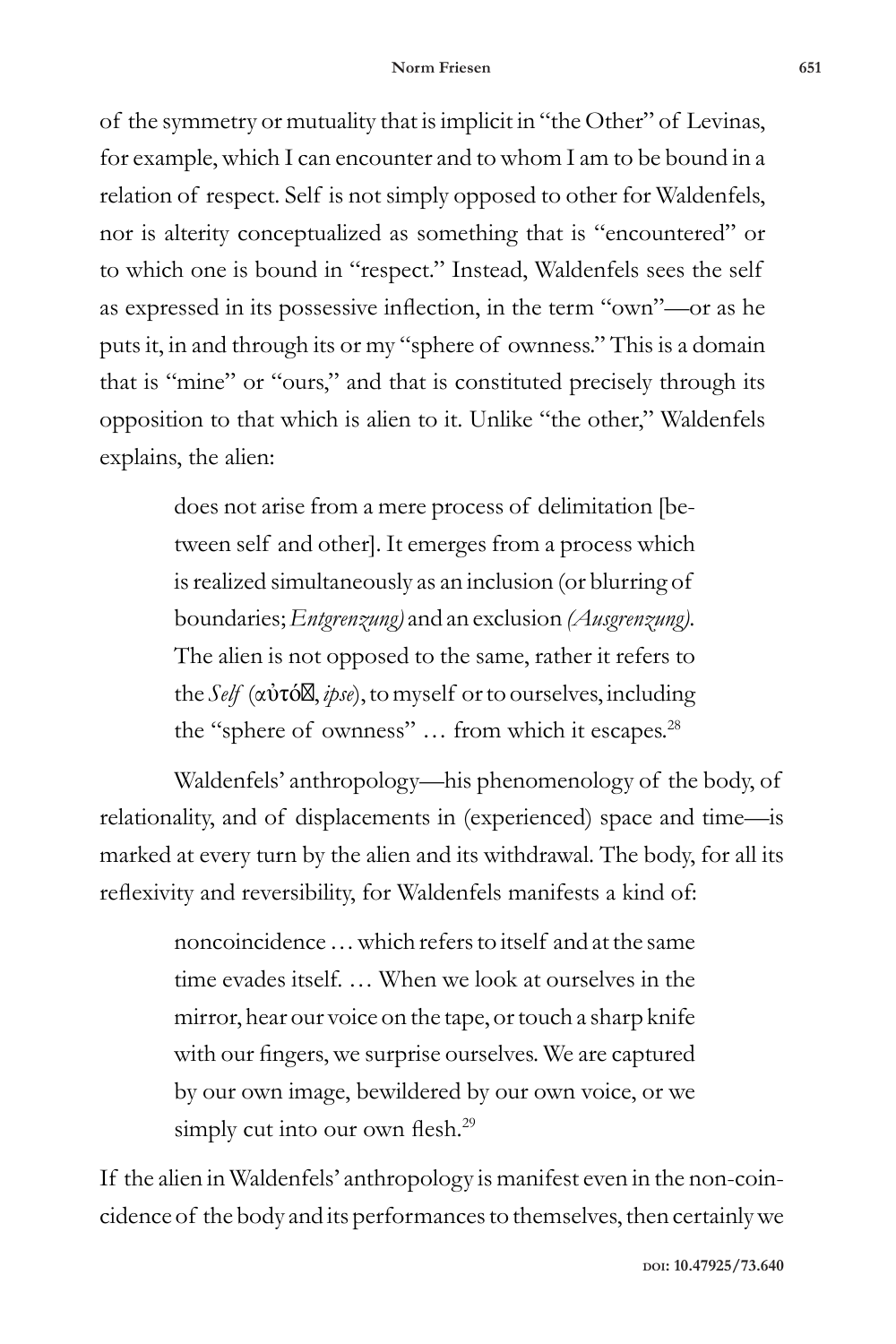of the symmetry or mutuality that is implicit in "the Other" of Levinas, for example, which I can encounter and to whom I am to be bound in a relation of respect. Self is not simply opposed to other for Waldenfels, nor is alterity conceptualized as something that is "encountered" or to which one is bound in "respect." Instead, Waldenfels sees the self as expressed in its possessive inflection, in the term "own"—or as he puts it, in and through its or my "sphere of ownness." This is a domain that is "mine" or "ours," and that is constituted precisely through its opposition to that which is alien to it. Unlike "the other," Waldenfels explains, the alien:

> does not arise from a mere process of delimitation [between self and other]. It emerges from a process which is realized simultaneously as an inclusion (or blurring of boundaries; *Entgrenzung)* and an exclusion *(Ausgrenzung)*. The alien is not opposed to the same, rather it refers to the *Self* (αὐτός, *ipse*), to myself or to ourselves, including the "sphere of ownness" … from which it escapes.[28]

Waldenfels' anthropology—his phenomenology of the body, of relationality, and of displacements in (experienced) space and time—is marked at every turn by the alien and its withdrawal. The body, for all its reflexivity and reversibility, for Waldenfels manifests a kind of:

> noncoincidence … which refers to itself and at the same time evades itself. … When we look at ourselves in the mirror, hear our voice on the tape, or touch a sharp knife with our fingers, we surprise ourselves. We are captured by our own image, bewildered by our own voice, or we simply cut into our own flesh.[29]

If the alien in Waldenfels' anthropology is manifest even in the non-coincidence of the body and its performances to themselves, then certainly we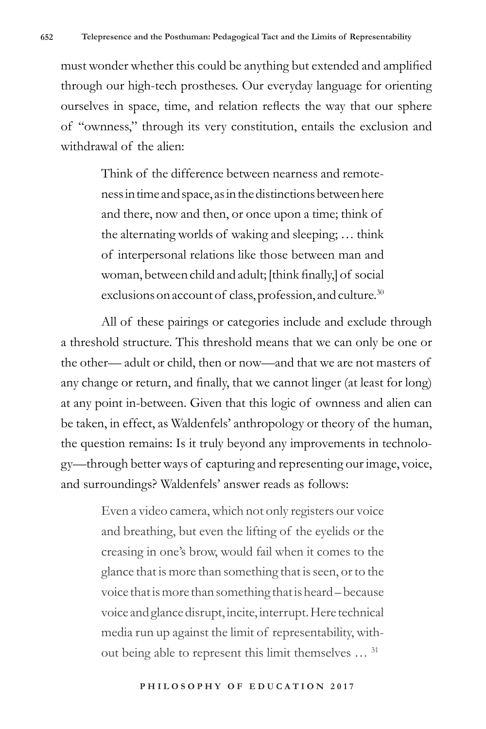must wonder whether this could be anything but extended and amplified through our high-tech prostheses. Our everyday language for orienting ourselves in space, time, and relation reflects the way that our sphere of "ownness," through its very constitution, entails the exclusion and withdrawal of the alien:

> Think of the difference between nearness and remoteness in time and space, as in the distinctions between here and there, now and then, or once upon a time; think of the alternating worlds of waking and sleeping; … think of interpersonal relations like those between man and woman, between child and adult; [think finally,] of social exclusions on account of class, profession, and culture.[30]

All of these pairings or categories include and exclude through a threshold structure. This threshold means that we can only be one or the other— adult or child, then or now—and that we are not masters of any change or return, and finally, that we cannot linger (at least for long) at any point in-between. Given that this logic of ownness and alien can be taken, in effect, as Waldenfels' anthropology or theory of the human, the question remains: Is it truly beyond any improvements in technology—through better ways of capturing and representing our image, voice, and surroundings? Waldenfels' answer reads as follows:

> Even a video camera, which not only registers our voice and breathing, but even the lifting of the eyelids or the creasing in one's brow, would fail when it comes to the glance that is more than something that is seen, or to the voice that is more than something that is heard – because voice and glance disrupt, incite, interrupt. Here technical media run up against the limit of representability, without being able to represent this limit themselves … [31]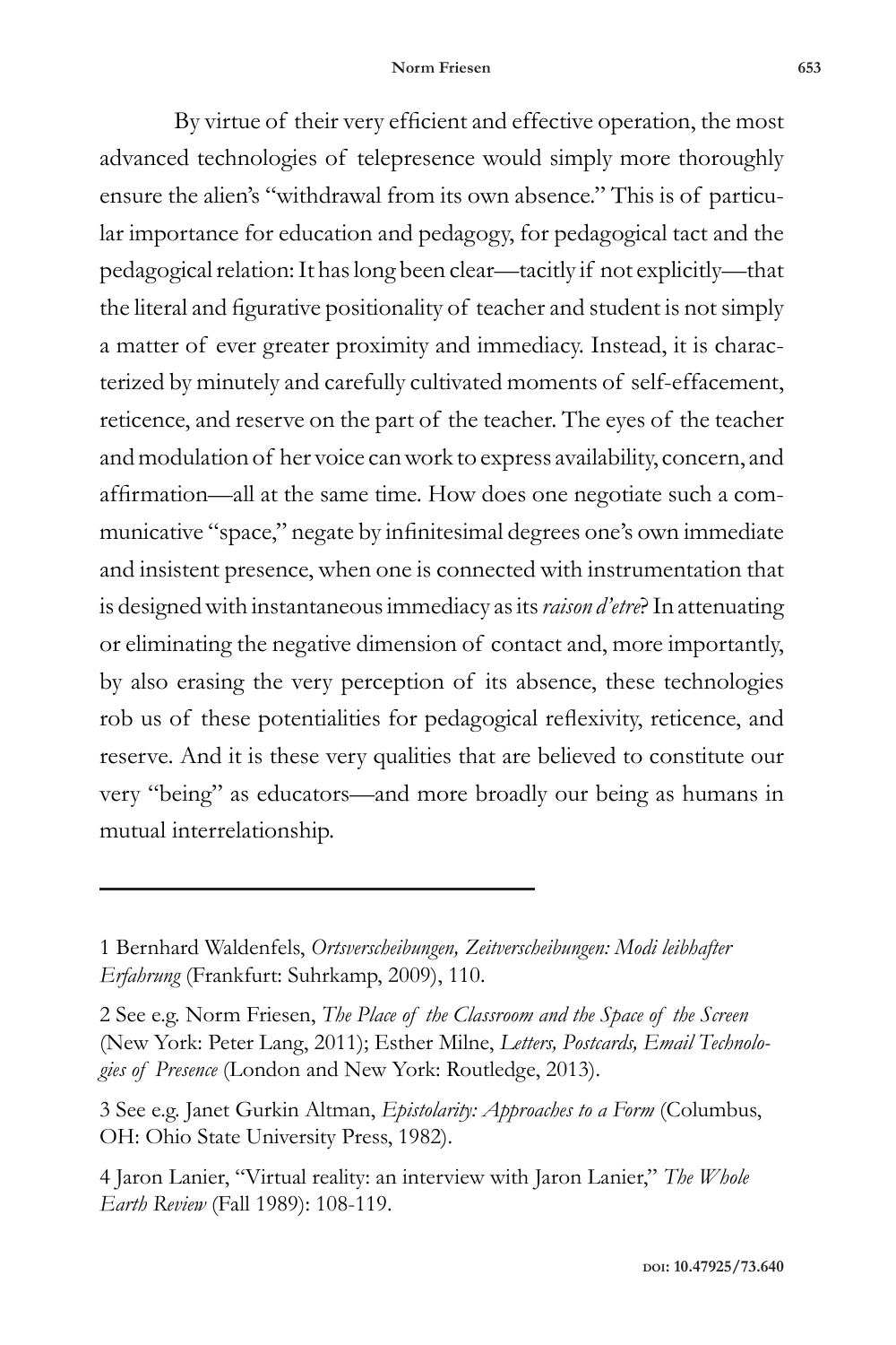By virtue of their very efficient and effective operation, the most advanced technologies of telepresence would simply more thoroughly ensure the alien's "withdrawal from its own absence." This is of particular importance for education and pedagogy, for pedagogical tact and the pedagogical relation: It has long been clear—tacitly if not explicitly—that the literal and figurative positionality of teacher and student is not simply a matter of ever greater proximity and immediacy. Instead, it is characterized by minutely and carefully cultivated moments of self-effacement, reticence, and reserve on the part of the teacher. The eyes of the teacher and modulation of her voice can work to express availability, concern, and affirmation—all at the same time. How does one negotiate such a communicative "space," negate by infinitesimal degrees one's own immediate and insistent presence, when one is connected with instrumentation that is designed with instantaneous immediacy as its *raison d'etre*? In attenuating or eliminating the negative dimension of contact and, more importantly, by also erasing the very perception of its absence, these technologies rob us of these potentialities for pedagogical reflexivity, reticence, and reserve. And it is these very qualities that are believed to constitute our very "being" as educators—and more broadly our being as humans in mutual interrelationship.

---

1 Bernhard Waldenfels, *Ortsverscheibungen, Zeitverscheibungen: Modi leibhafter Erfahrung* (Frankfurt: Suhrkamp, 2009), 110.

2 See e.g. Norm Friesen, *The Place of the Classroom and the Space of the Screen* (New York: Peter Lang, 2011); Esther Milne, *Letters, Postcards, Email Technologies of Presence* (London and New York: Routledge, 2013).

3 See e.g. Janet Gurkin Altman, *Epistolarity: Approaches to a Form* (Columbus, OH: Ohio State University Press, 1982).

4 Jaron Lanier, "Virtual reality: an interview with Jaron Lanier," *The Whole Earth Review* (Fall 1989): 108-119.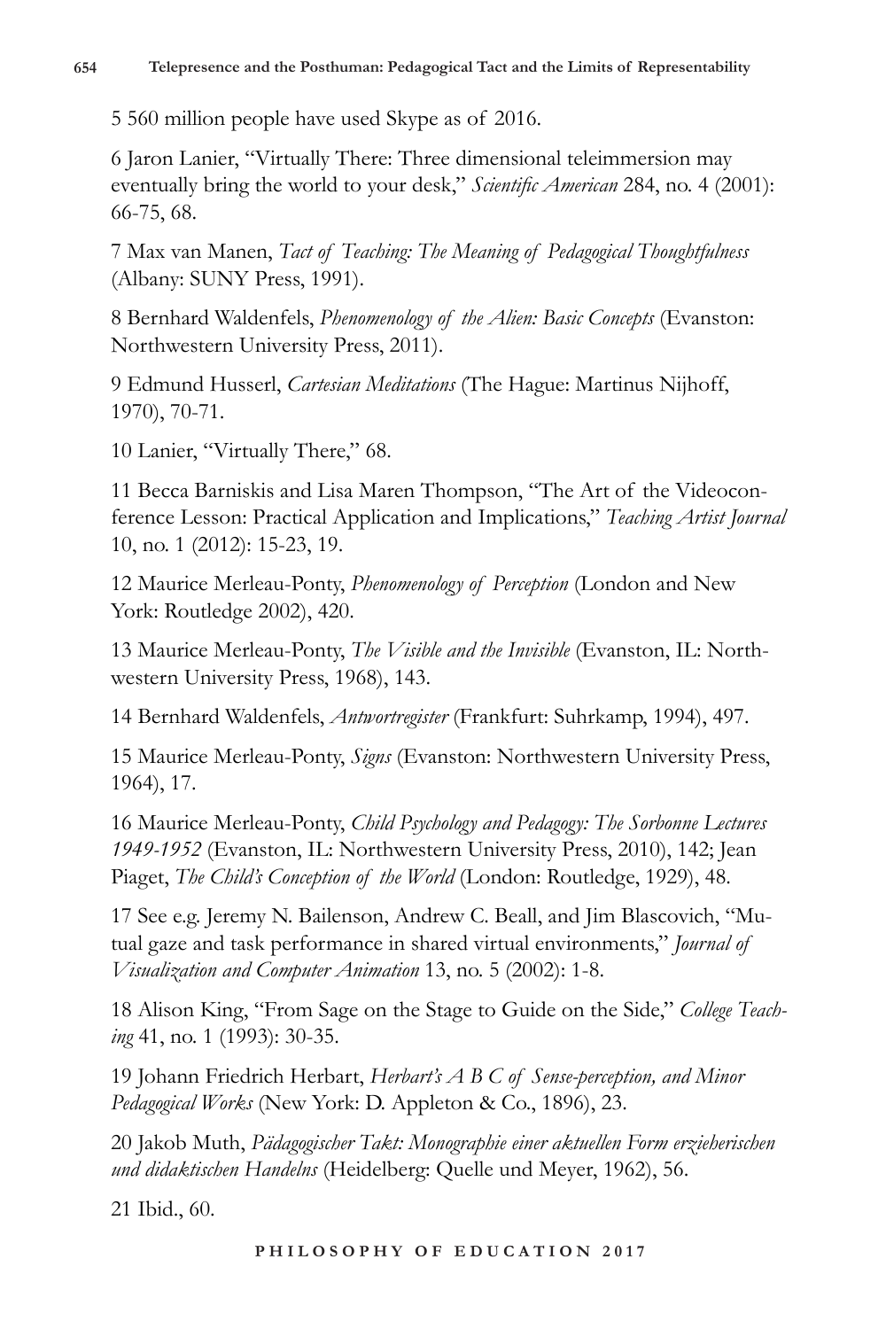5 560 million people have used Skype as of 2016.

6 Jaron Lanier, "Virtually There: Three dimensional teleimmersion may eventually bring the world to your desk," *Scientific American* 284, no. 4 (2001): 66-75, 68.

7 Max van Manen, *Tact of Teaching: The Meaning of Pedagogical Thoughtfulness* (Albany: SUNY Press, 1991).

8 Bernhard Waldenfels, *Phenomenology of the Alien: Basic Concepts* (Evanston: Northwestern University Press, 2011).

9 Edmund Husserl, *Cartesian Meditations* (The Hague: Martinus Nijhoff, 1970), 70-71.

10 Lanier, "Virtually There," 68.

11 Becca Barniskis and Lisa Maren Thompson, "The Art of the Videoconference Lesson: Practical Application and Implications," *Teaching Artist Journal* 10, no. 1 (2012): 15-23, 19.

12 Maurice Merleau-Ponty, *Phenomenology of Perception* (London and New York: Routledge 2002), 420.

13 Maurice Merleau-Ponty, *The Visible and the Invisible* (Evanston, IL: Northwestern University Press, 1968), 143.

14 Bernhard Waldenfels, *Antwortregister* (Frankfurt: Suhrkamp, 1994), 497.

15 Maurice Merleau-Ponty, *Signs* (Evanston: Northwestern University Press, 1964), 17.

16 Maurice Merleau-Ponty, *Child Psychology and Pedagogy: The Sorbonne Lectures 1949-1952* (Evanston, IL: Northwestern University Press, 2010), 142; Jean Piaget, *The Child's Conception of the World* (London: Routledge, 1929), 48.

17 See e.g. Jeremy N. Bailenson, Andrew C. Beall, and Jim Blascovich, "Mutual gaze and task performance in shared virtual environments," *Journal of Visualization and Computer Animation* 13, no. 5 (2002): 1-8.

18 Alison King, "From Sage on the Stage to Guide on the Side," *College Teaching* 41, no. 1 (1993): 30-35.

19 Johann Friedrich Herbart, *Herbart's A B C of Sense-perception, and Minor Pedagogical Works* (New York: D. Appleton & Co., 1896), 23.

20 Jakob Muth, *Pädagogischer Takt: Monographie einer aktuellen Form erzieherischen und didaktischen Handelns* (Heidelberg: Quelle und Meyer, 1962), 56.

21 Ibid., 60.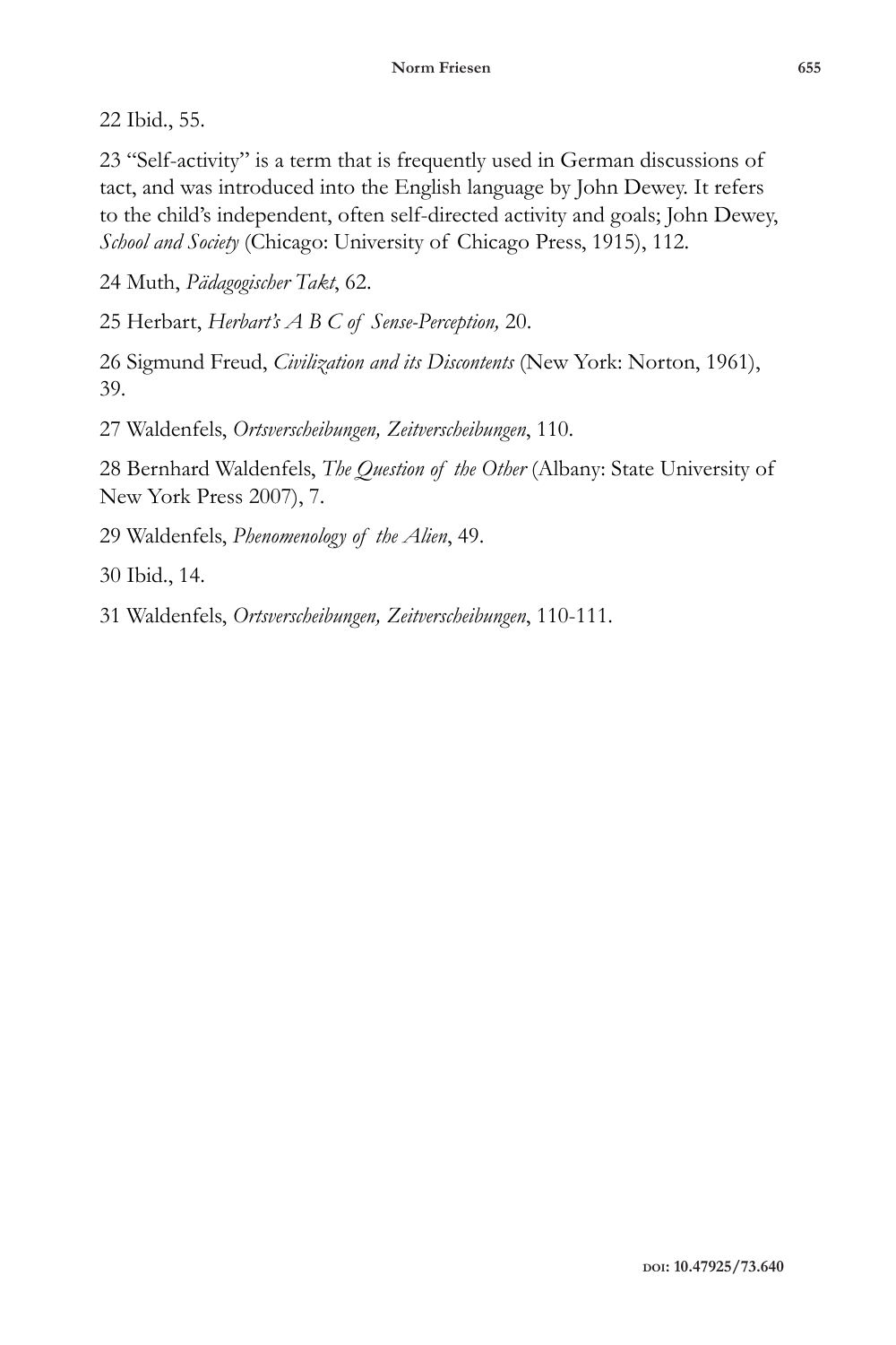22 Ibid., 55.

23 "Self-activity" is a term that is frequently used in German discussions of tact, and was introduced into the English language by John Dewey. It refers to the child's independent, often self-directed activity and goals; John Dewey, *School and Society* (Chicago: University of Chicago Press, 1915), 112.

24 Muth, *Pädagogischer Takt*, 62.

25 Herbart, *Herbart's A B C of Sense-Perception,* 20.

26 Sigmund Freud, *Civilization and its Discontents* (New York: Norton, 1961), 39.

27 Waldenfels, *Ortsverscheibungen, Zeitverscheibungen*, 110.

28 Bernhard Waldenfels, *The Question of the Other* (Albany: State University of New York Press 2007), 7.

29 Waldenfels, *Phenomenology of the Alien*, 49.

30 Ibid., 14.

31 Waldenfels, *Ortsverscheibungen, Zeitverscheibungen*, 110-111.

DOI: 10.47925/73.640